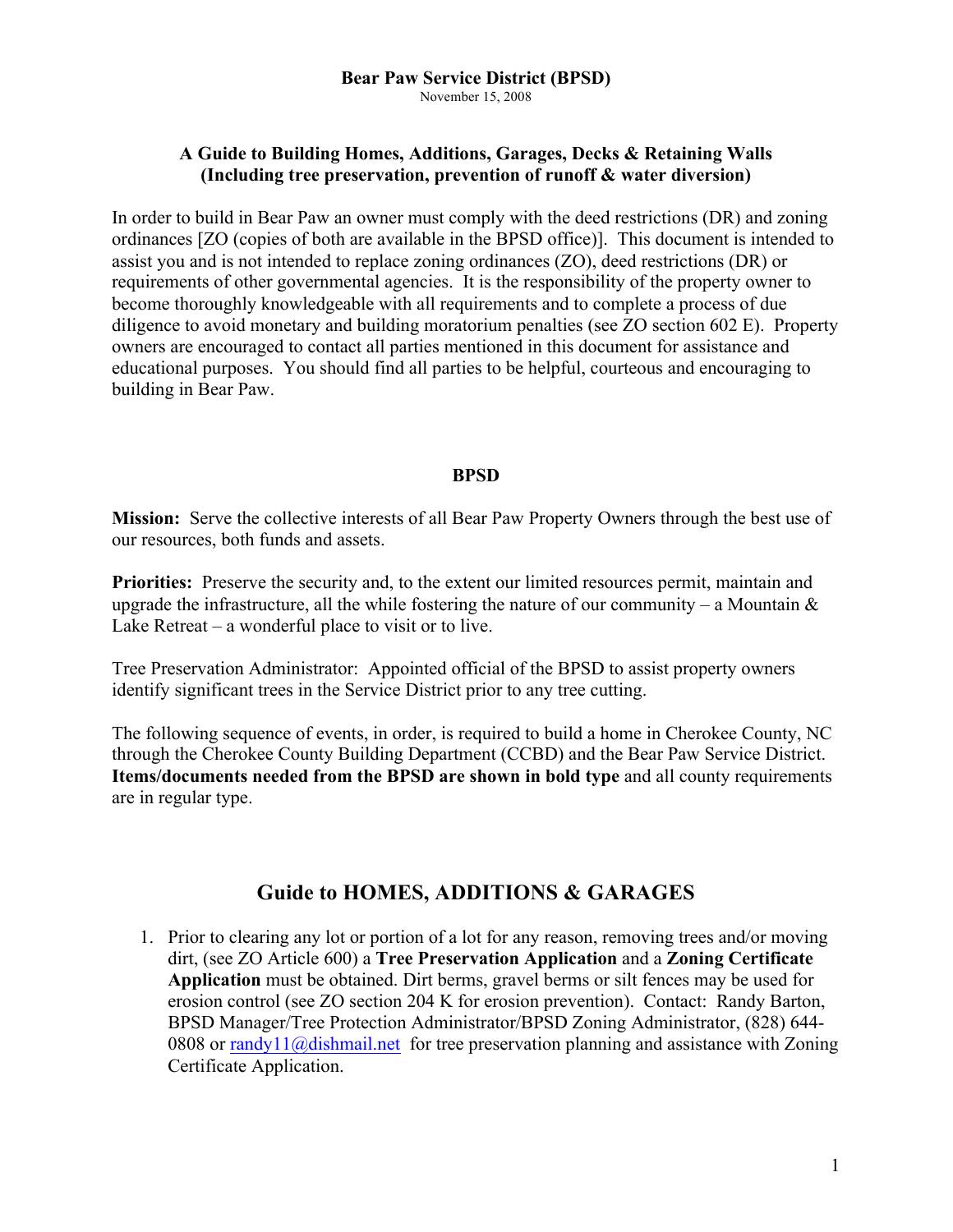# Bear Paw Service District (BPSD)

November 15, 2008

## A Guide to Building Homes, Additions, Garages, Decks & Retaining Walls (Including tree preservation, prevention of runoff & water diversion)

In order to build in Bear Paw an owner must comply with the deed restrictions (DR) and zoning ordinances [ZO (copies of both are available in the BPSD office)]. This document is intended to assist you and is not intended to replace zoning ordinances (ZO), deed restrictions (DR) or requirements of other governmental agencies. It is the responsibility of the property owner to become thoroughly knowledgeable with all requirements and to complete a process of due diligence to avoid monetary and building moratorium penalties (see ZO section 602 E). Property owners are encouraged to contact all parties mentioned in this document for assistance and educational purposes. You should find all parties to be helpful, courteous and encouraging to building in Bear Paw.

### BPSD

**Mission:** Serve the collective interests of all Bear Paw Property Owners through the best use of our resources, both funds and assets.

**Priorities:** Preserve the security and, to the extent our limited resources permit, maintain and upgrade the infrastructure, all the while fostering the nature of our community – a Mountain & Lake Retreat – a wonderful place to visit or to live.

Tree Preservation Administrator: Appointed official of the BPSD to assist property owners identify significant trees in the Service District prior to any tree cutting.

The following sequence of events, in order, is required to build a home in Cherokee County, NC through the Cherokee County Building Department (CCBD) and the Bear Paw Service District. **Items/documents needed from the BPSD are shown in bold type** and all county requirements are in regular type.

## Guide to HOMES, ADDITIONS & GARAGES

1. Prior to clearing any lot or portion of a lot for any reason, removing trees and/or moving dirt, (see ZO Article 600) a **Tree Preservation Application** and a **Zoning Certificate Application** must be obtained. Dirt berms, gravel berms or silt fences may be used for erosion control (see ZO section 204 K for erosion prevention). Contact: Randy Barton, BPSD Manager/Tree Protection Administrator/BPSD Zoning Administrator, (828) 644-0808 or randy11@dishmail.net for tree preservation planning and assistance with Zoning Certificate Application.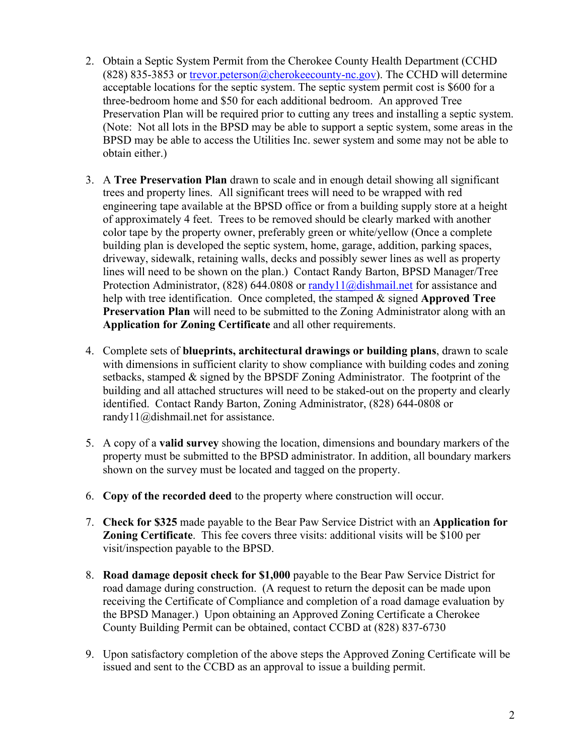2. Obtain a Septic System Permit from the Cherokee County Health Department (CCHD (828) 835-3853 or trevor.peterson@cherokeecounty-nc.gov). The CCHD will determine acceptable locations for the septic system. The septic system permit cost is $600 for a three-bedroom home and $50 for each additional bedroom. An approved Tree Preservation Plan will be required prior to cutting any trees and installing a septic system. (Note: Not all lots in the BPSD may be able to support a septic system, some areas in the BPSD may be able to access the Utilities Inc. sewer system and some may not be able to obtain either.)

3. A **Tree Preservation Plan** drawn to scale and in enough detail showing all significant trees and property lines. All significant trees will need to be wrapped with red engineering tape available at the BPSD office or from a building supply store at a height of approximately 4 feet. Trees to be removed should be clearly marked with another color tape by the property owner, preferably green or white/yellow (Once a complete building plan is developed the septic system, home, garage, addition, parking spaces, driveway, sidewalk, retaining walls, decks and possibly sewer lines as well as property lines will need to be shown on the plan.) Contact Randy Barton, BPSD Manager/Tree Protection Administrator, (828) 644.0808 or randy11@dishmail.net for assistance and help with tree identification. Once completed, the stamped & signed **Approved Tree Preservation Plan** will need to be submitted to the Zoning Administrator along with an **Application for Zoning Certificate** and all other requirements.

4. Complete sets of **blueprints, architectural drawings or building plans**, drawn to scale with dimensions in sufficient clarity to show compliance with building codes and zoning setbacks, stamped & signed by the BPSDF Zoning Administrator. The footprint of the building and all attached structures will need to be staked-out on the property and clearly identified. Contact Randy Barton, Zoning Administrator, (828) 644-0808 or randy11@dishmail.net for assistance.

5. A copy of a **valid survey** showing the location, dimensions and boundary markers of the property must be submitted to the BPSD administrator. In addition, all boundary markers shown on the survey must be located and tagged on the property.

6. **Copy of the recorded deed** to the property where construction will occur.

7. **Check for $325** made payable to the Bear Paw Service District with an **Application for Zoning Certificate**. This fee covers three visits: additional visits will be $100 per visit/inspection payable to the BPSD.

8. **Road damage deposit check for $1,000** payable to the Bear Paw Service District for road damage during construction. (A request to return the deposit can be made upon receiving the Certificate of Compliance and completion of a road damage evaluation by the BPSD Manager.) Upon obtaining an Approved Zoning Certificate a Cherokee County Building Permit can be obtained, contact CCBD at (828) 837-6730

9. Upon satisfactory completion of the above steps the Approved Zoning Certificate will be issued and sent to the CCBD as an approval to issue a building permit.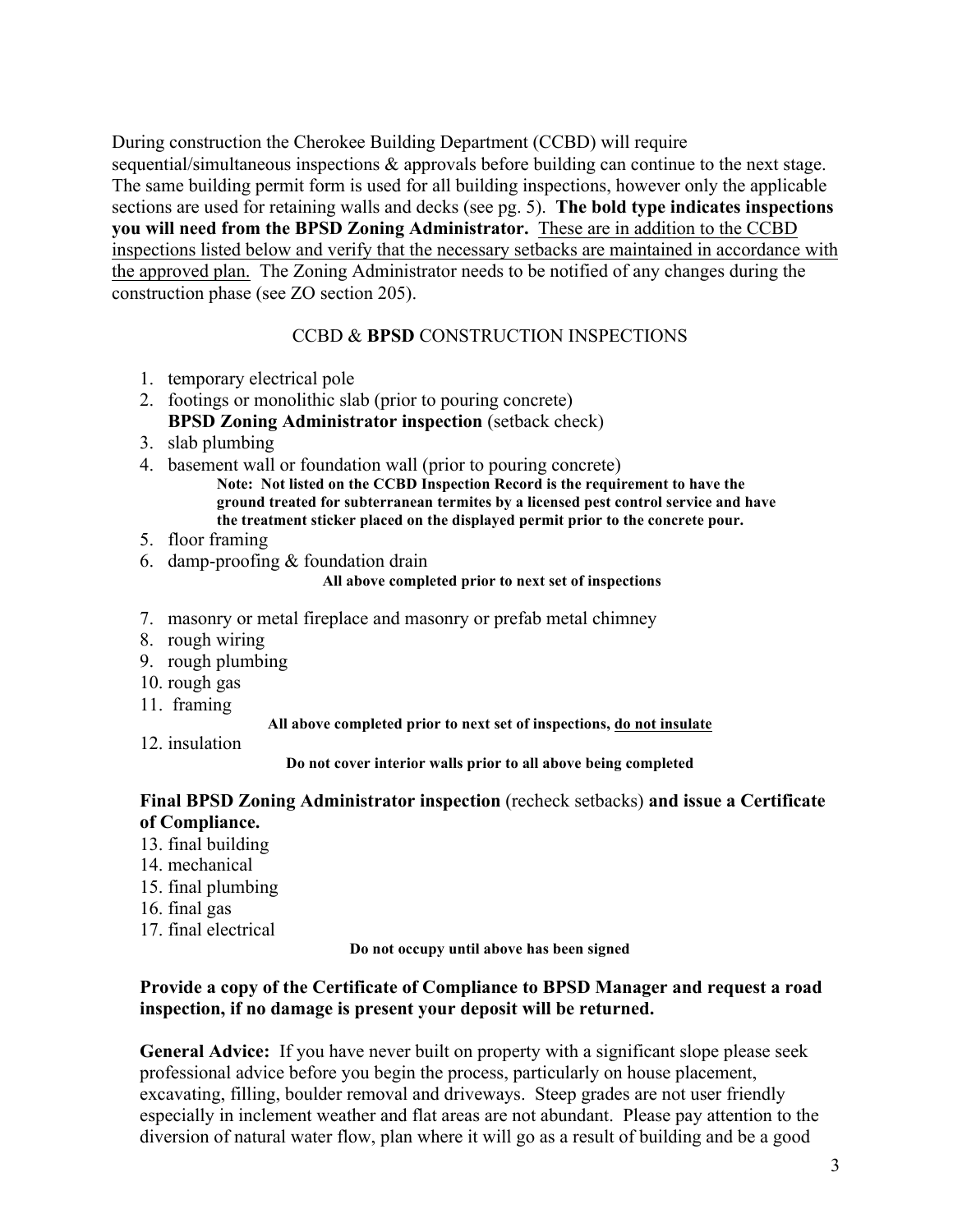During construction the Cherokee Building Department (CCBD) will require sequential/simultaneous inspections & approvals before building can continue to the next stage. The same building permit form is used for all building inspections, however only the applicable sections are used for retaining walls and decks (see pg. 5). **The bold type indicates inspections you will need from the BPSD Zoning Administrator.** <u>These are in addition to the CCBD inspections listed below and verify that the necessary setbacks are maintained in accordance with the approved plan.</u> The Zoning Administrator needs to be notified of any changes during the construction phase (see ZO section 205).

## CCBD & **BPSD** CONSTRUCTION INSPECTIONS

1. temporary electrical pole
2. footings or monolithic slab (prior to pouring concrete)
   **BPSD Zoning Administrator inspection** (setback check)
3. slab plumbing
4. basement wall or foundation wall (prior to pouring concrete)
   **Note: Not listed on the CCBD Inspection Record is the requirement to have the ground treated for subterranean termites by a licensed pest control service and have the treatment sticker placed on the displayed permit prior to the concrete pour.**
5. floor framing
6. damp-proofing & foundation drain

**All above completed prior to next set of inspections**

7. masonry or metal fireplace and masonry or prefab metal chimney
8. rough wiring
9. rough plumbing
10. rough gas
11. framing

**All above completed prior to next set of inspections, <u>do not insulate</u>**

12. insulation

**Do not cover interior walls prior to all above being completed**

**Final BPSD Zoning Administrator inspection** (recheck setbacks) **and issue a Certificate of Compliance.**

13. final building
14. mechanical
15. final plumbing
16. final gas
17. final electrical

**Do not occupy until above has been signed**

**Provide a copy of the Certificate of Compliance to BPSD Manager and request a road inspection, if no damage is present your deposit will be returned.**

**General Advice:** If you have never built on property with a significant slope please seek professional advice before you begin the process, particularly on house placement, excavating, filling, boulder removal and driveways. Steep grades are not user friendly especially in inclement weather and flat areas are not abundant. Please pay attention to the diversion of natural water flow, plan where it will go as a result of building and be a good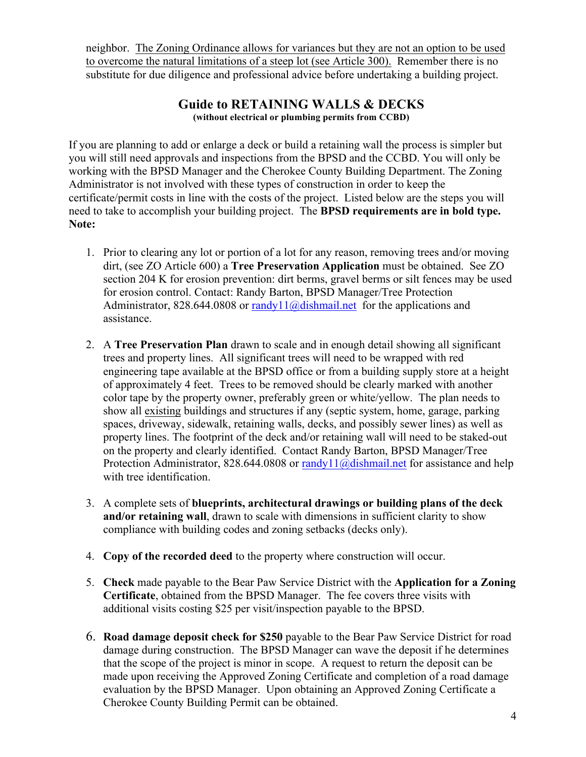neighbor. <u>The Zoning Ordinance allows for variances but they are not an option to be used to overcome the natural limitations of a steep lot (see Article 300).</u> Remember there is no substitute for due diligence and professional advice before undertaking a building project.

## Guide to RETAINING WALLS & DECKS

**(without electrical or plumbing permits from CCBD)**

If you are planning to add or enlarge a deck or build a retaining wall the process is simpler but you will still need approvals and inspections from the BPSD and the CCBD. You will only be working with the BPSD Manager and the Cherokee County Building Department. The Zoning Administrator is not involved with these types of construction in order to keep the certificate/permit costs in line with the costs of the project. Listed below are the steps you will need to take to accomplish your building project. The **BPSD requirements are in bold type. Note:**

1. Prior to clearing any lot or portion of a lot for any reason, removing trees and/or moving dirt, (see ZO Article 600) a **Tree Preservation Application** must be obtained. See ZO section 204 K for erosion prevention: dirt berms, gravel berms or silt fences may be used for erosion control. Contact: Randy Barton, BPSD Manager/Tree Protection Administrator, 828.644.0808 or [randy11@dishmail.net](mailto:randy11@dishmail.net) for the applications and assistance.

2. A **Tree Preservation Plan** drawn to scale and in enough detail showing all significant trees and property lines. All significant trees will need to be wrapped with red engineering tape available at the BPSD office or from a building supply store at a height of approximately 4 feet. Trees to be removed should be clearly marked with another color tape by the property owner, preferably green or white/yellow. The plan needs to show all <u>existing</u> buildings and structures if any (septic system, home, garage, parking spaces, driveway, sidewalk, retaining walls, decks, and possibly sewer lines) as well as property lines. The footprint of the deck and/or retaining wall will need to be staked-out on the property and clearly identified. Contact Randy Barton, BPSD Manager/Tree Protection Administrator, 828.644.0808 or [randy11@dishmail.net](mailto:randy11@dishmail.net) for assistance and help with tree identification.

3. A complete sets of **blueprints, architectural drawings or building plans of the deck and/or retaining wall**, drawn to scale with dimensions in sufficient clarity to show compliance with building codes and zoning setbacks (decks only).

4. **Copy of the recorded deed** to the property where construction will occur.

5. **Check** made payable to the Bear Paw Service District with the **Application for a Zoning Certificate**, obtained from the BPSD Manager. The fee covers three visits with additional visits costing $25 per visit/inspection payable to the BPSD.

6. **Road damage deposit check for $250** payable to the Bear Paw Service District for road damage during construction. The BPSD Manager can wave the deposit if he determines that the scope of the project is minor in scope. A request to return the deposit can be made upon receiving the Approved Zoning Certificate and completion of a road damage evaluation by the BPSD Manager. Upon obtaining an Approved Zoning Certificate a Cherokee County Building Permit can be obtained.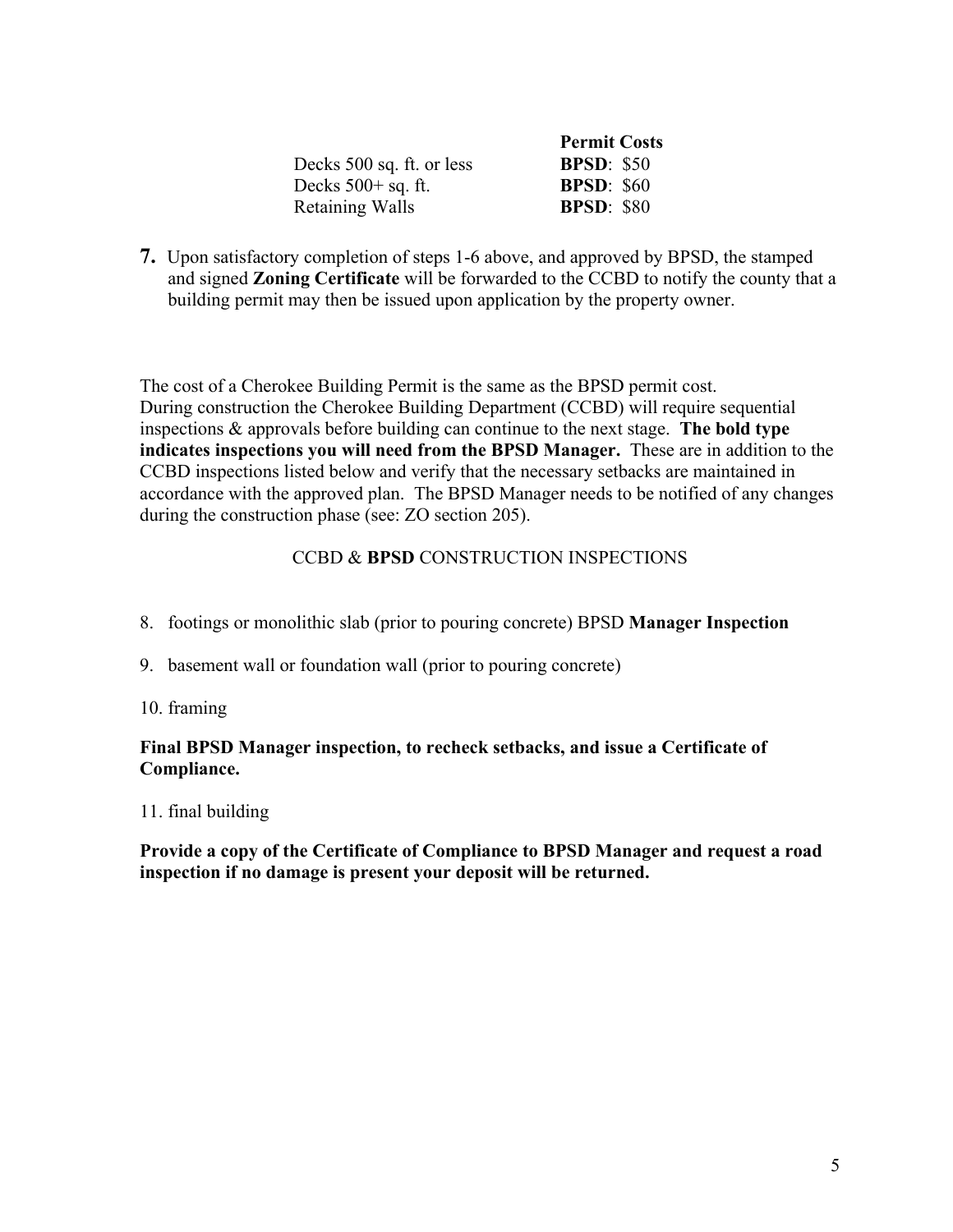| | Permit Costs |
| --- | --- |
| Decks 500 sq. ft. or less | **BPSD**: $50 |
| Decks 500+ sq. ft. | **BPSD**: $60 |
| Retaining Walls | **BPSD**: $80 |

7. Upon satisfactory completion of steps 1-6 above, and approved by BPSD, the stamped and signed **Zoning Certificate** will be forwarded to the CCBD to notify the county that a building permit may then be issued upon application by the property owner.

The cost of a Cherokee Building Permit is the same as the BPSD permit cost.
During construction the Cherokee Building Department (CCBD) will require sequential inspections & approvals before building can continue to the next stage. **The bold type indicates inspections you will need from the BPSD Manager.** These are in addition to the CCBD inspections listed below and verify that the necessary setbacks are maintained in accordance with the approved plan. The BPSD Manager needs to be notified of any changes during the construction phase (see: ZO section 205).

CCBD & **BPSD** CONSTRUCTION INSPECTIONS

8. footings or monolithic slab (prior to pouring concrete) BPSD **Manager Inspection**

9. basement wall or foundation wall (prior to pouring concrete)

10. framing

**Final BPSD Manager inspection, to recheck setbacks, and issue a Certificate of Compliance.**

11. final building

**Provide a copy of the Certificate of Compliance to BPSD Manager and request a road inspection if no damage is present your deposit will be returned.**